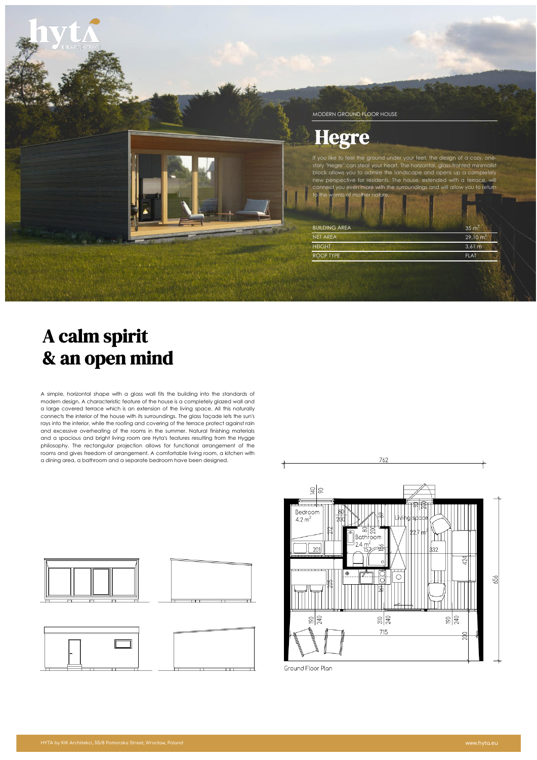MODERN GROUND FLOOR HOUSE

# Hegre

If you like to feel the ground under your feet, the design of a cozy, one-story "Hegre" can steal your heart. The horizontal, glass-fronted minimalist block allows you to admire the landscape and opens up a completely new perspective for residents. The house, extended with a terrace, will connect you even more with the surroundings and will allow you to return to the womb of mother nature.

| | |
|---|---|
| BUILDING AREA | 35 $m^2$ |
| NET AREA | 29,10 $m^2$ |
| HEIGHT | 3,61 m |
| ROOF TYPE | FLAT |

## A calm spirit & an open mind

A simple, horizontal shape with a glass wall fits the building into the standards of modern design. A characteristic feature of the house is a completely glazed wall and a large covered terrace which is an extension of the living space. All this naturally connects the interior of the house with its surroundings. The glass façade lets the sun's rays into the interior, while the roofing and covering of the terrace protect against rain and excessive overheating of the rooms in the summer. Natural finishing materials and a spacious and bright living room are Hyta's features resulting from the Hygge philosophy. The rectangular projection allows for functional arrangement of the rooms and gives freedom of arrangement. A comfortable living room, a kitchen with a dining area, a bathroom and a separate bedroom have been designed.

Ground Floor Plan

HYTA by KIK Architekci, 55/8 Pomorska Street, Wrocław, Poland

www.hyta.eu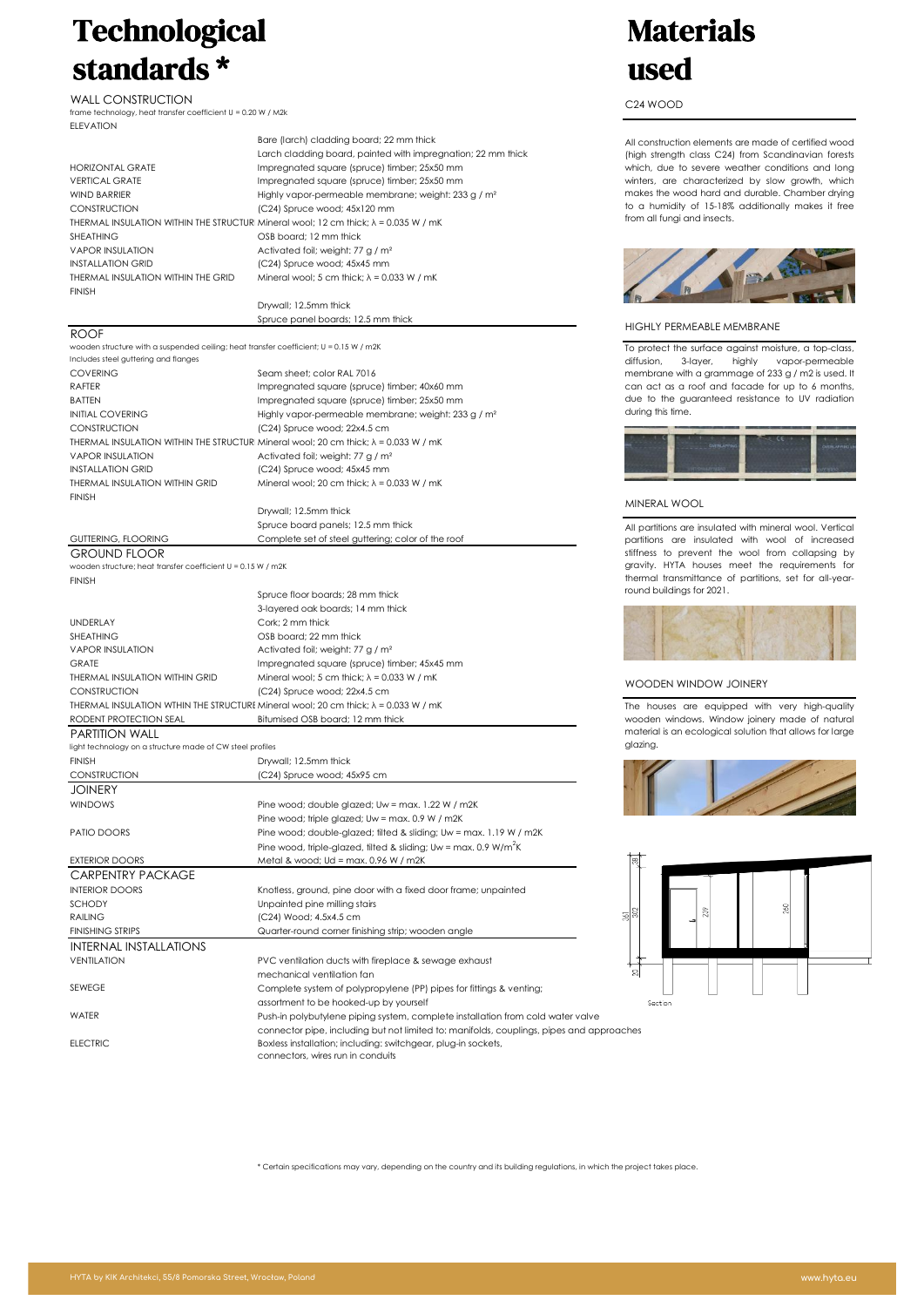# Technological standards *

## WALL CONSTRUCTION

frame technology, heat transfer coefficient U = 0.20 W / M2k

| | |
|---|---|
| ELEVATION | |
| | Bare (larch) cladding board; 22 mm thick |
| | Larch cladding board, painted with impregnation; 22 mm thick |
| HORIZONTAL GRATE | Impregnated square (spruce) timber; 25x50 mm |
| VERTICAL GRATE | Impregnated square (spruce) timber; 25x50 mm |
| WIND BARRIER | Highly vapor-permeable membrane; weight: 233 g / m² |
| CONSTRUCTION | (C24) Spruce wood; 45x120 mm |
| THERMAL INSULATION WITHIN THE STRUCTURE | Mineral wool; 12 cm thick; λ = 0.035 W / mK |
| SHEATHING | OSB board; 12 mm thick |
| VAPOR INSULATION | Activated foil; weight: 77 g / m² |
| INSTALLATION GRID | (C24) Spruce wood; 45x45 mm |
| THERMAL INSULATION WITHIN THE GRID | Mineral wool; 5 cm thick; λ = 0.033 W / mK |
| FINISH | |
| | Drywall; 12.5mm thick |
| | Spruce panel boards; 12.5 mm thick |

## ROOF

wooden structure with a suspended ceiling; heat transfer coefficient; U = 0.15 W / m2K
Includes steel guttering and flanges

| | |
|---|---|
| COVERING | Seam sheet; color RAL 7016 |
| RAFTER | Impregnated square (spruce) timber; 40x60 mm |
| BATTEN | Impregnated square (spruce) timber; 25x50 mm |
| INITIAL COVERING | Highly vapor-permeable membrane; weight: 233 g / m² |
| CONSTRUCTION | (C24) Spruce wood; 22x4.5 cm |
| THERMAL INSULATION WITHIN THE STRUCTURE | Mineral wool; 20 cm thick; λ = 0.033 W / mK |
| VAPOR INSULATION | Activated foil; weight: 77 g / m² |
| INSTALLATION GRID | (C24) Spruce wood; 45x45 mm |
| THERMAL INSULATION WITHIN GRID | Mineral wool; 20 cm thick; λ = 0.033 W / mK |
| FINISH | |
| | Drywall; 12.5mm thick |
| | Spruce board panels; 12.5 mm thick |
| GUTTERING, FLOORING | Complete set of steel guttering; color of the roof |

## GROUND FLOOR

wooden structure; heat transfer coefficient U = 0.15 W / m2K

| | |
|---|---|
| FINISH | |
| | Spruce floor boards; 28 mm thick |
| | 3-layered oak boards; 14 mm thick |
| UNDERLAY | Cork; 2 mm thick |
| SHEATHING | OSB board; 22 mm thick |
| VAPOR INSULATION | Activated foil; weight: 77 g / m² |
| GRATE | Impregnated square (spruce) timber; 45x45 mm |
| THERMAL INSULATION WITHIN GRID | Mineral wool; 5 cm thick; λ = 0.033 W / mK |
| CONSTRUCTION | (C24) Spruce wood; 22x4.5 cm |
| THERMAL INSULATION WITHIN THE STRUCTURE | Mineral wool; 20 cm thick; λ = 0.033 W / mK |
| RODENT PROTECTION SEAL | Bitumised OSB board; 12 mm thick |

## PARTITION WALL

light technology on a structure made of CW steel profiles

| | |
|---|---|
| FINISH | Drywall; 12.5mm thick |
| CONSTRUCTION | (C24) Spruce wood; 45x95 cm |

## JOINERY

| | |
|---|---|
| WINDOWS | Pine wood; double glazed; Uw = max. 1.22 W / m2K |
| | Pine wood; triple glazed; Uw = max. 0.9 W / m2K |
| PATIO DOORS | Pine wood; double-glazed; tilted & sliding; Uw = max. 1.19 W / m2K |
| | Pine wood, triple-glazed, tilted & sliding; Uw = max. 0.9 W/m²K |
| EXTERIOR DOORS | Metal & wood; Ud = max. 0.96 W / m2K |

## CARPENTRY PACKAGE

| | |
|---|---|
| INTERIOR DOORS | Knotless, ground, pine door with a fixed door frame; unpainted |
| SCHODY | Unpainted pine milling stairs |
| RAILING | (C24) Wood; 4.5x4.5 cm |
| FINISHING STRIPS | Quarter-round corner finishing strip; wooden angle |

## INTERNAL INSTALLATIONS

| | |
|---|---|
| VENTILATION | PVC ventilation ducts with fireplace & sewage exhaust |
| | mechanical ventilation fan |
| SEWEGE | Complete system of polypropylene (PP) pipes for fittings & venting; |
| | assortment to be hooked-up by yourself |
| WATER | Push-in polybutylene piping system, complete installation from cold water valve |
| | connector pipe, including but not limited to: manifolds, couplings, pipes and approaches |
| ELECTRIC | Boxless installation; including: switchgear, plug-in sockets, connectors, wires run in conduits |

# Materials used

## C24 WOOD

All construction elements are made of certified wood (high strength class C24) from Scandinavian forests which, due to severe weather conditions and long winters, are characterized by slow growth, which makes the wood hard and durable. Chamber drying to a humidity of 15-18% additionally makes it free from all fungi and insects.

## HIGHLY PERMEABLE MEMBRANE

To protect the surface against moisture, a top-class, diffusion, 3-layer, highly vapor-permeable membrane with a grammage of 233 g / m2 is used. It can act as a roof and facade for up to 6 months, due to the guaranteed resistance to UV radiation during this time.

## MINERAL WOOL

All partitions are insulated with mineral wool. Vertical partitions are insulated with wool of increased stiffness to prevent the wool from collapsing by gravity. HYTA houses meet the requirements for thermal transmittance of partitions, set for all-year-round buildings for 2021.

## WOODEN WINDOW JOINERY

The houses are equipped with very high-quality wooden windows. Window joinery made of natural material is an ecological solution that allows for large glazing.

38
361
302
239
260
20
Section

\* Certain specifications may vary, depending on the country and its building regulations, in which the project takes place.

HYTA by KIK Architekci, 55/8 Pomorska Street, Wrocław, Poland
www.hyta.eu